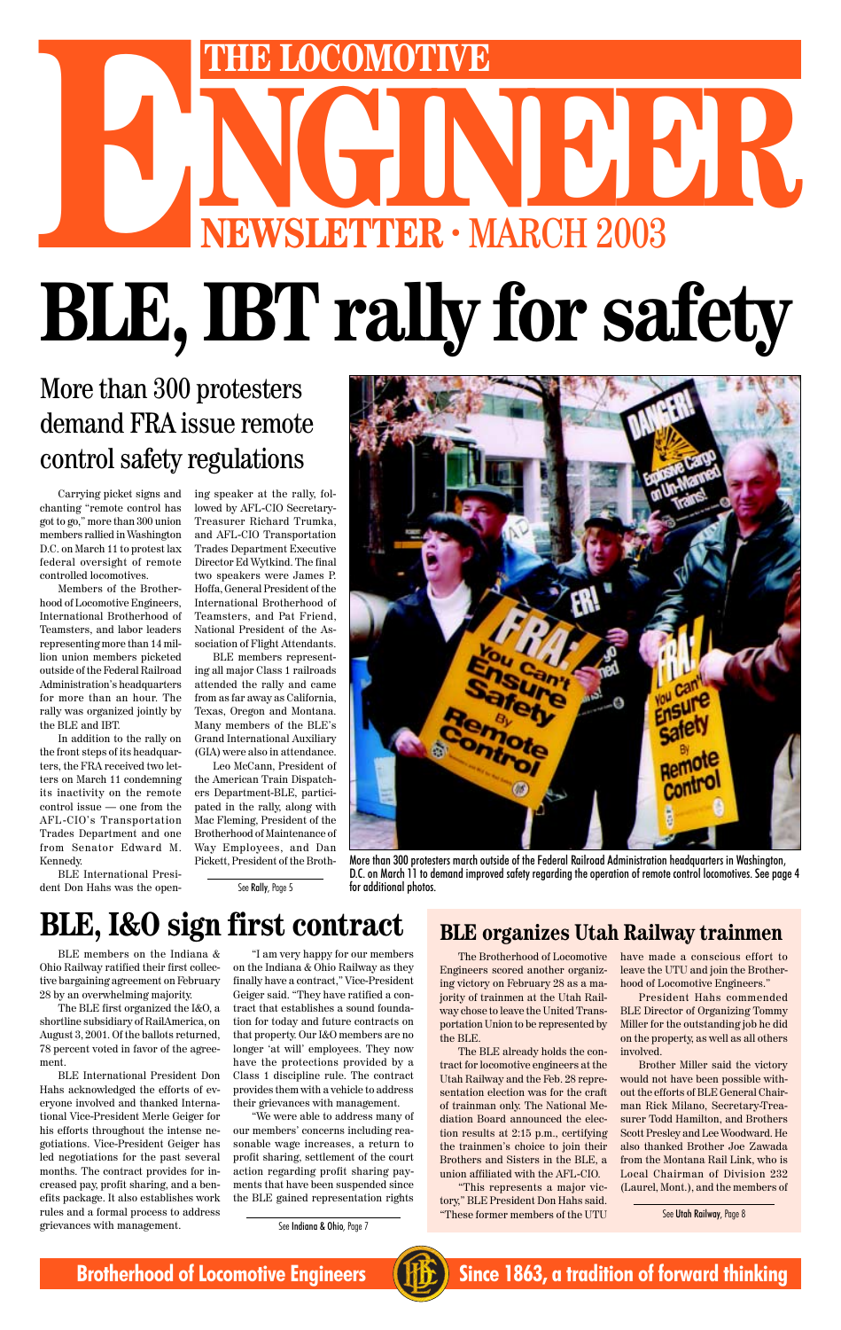# THE LOCOMOTIVE ENGINEER

## NEWSLETTER · MARCH 2003

# BLE, IBT rally for safety

## More than 300 protesters demand FRA issue remote control safety regulations

Carrying picket signs and chanting "remote control has got to go," more than 300 union members rallied in Washington D.C. on March 11 to protest lax federal oversight of remote controlled locomotives.

Members of the Brotherhood of Locomotive Engineers, International Brotherhood of Teamsters, and labor leaders representing more than 14 million union members picketed outside of the Federal Railroad Administration's headquarters for more than an hour. The rally was organized jointly by the BLE and IBT.

In addition to the rally on the front steps of its headquarters, the FRA received two letters on March 11 condemning its inactivity on the remote control issue — one from the AFL-CIO's Transportation Trades Department and one from Senator Edward M. Kennedy.

BLE International President Don Hahs was the opening speaker at the rally, followed by AFL-CIO Secretary-Treasurer Richard Trumka, and AFL-CIO Transportation Trades Department Executive Director Ed Wytkind. The final two speakers were James P. Hoffa, General President of the International Brotherhood of Teamsters, and Pat Friend, National President of the Association of Flight Attendants.

BLE members representing all major Class 1 railroads attended the rally and came from as far away as California, Texas, Oregon and Montana. Many members of the BLE's Grand International Auxiliary (GIA) were also in attendance.

Leo McCann, President of the American Train Dispatchers Department-BLE, participated in the rally, along with Mac Fleming, President of the Brotherhood of Maintenance of Way Employees, and Dan Pickett, President of the Broth-

See Rally, Page 5

More than 300 protesters march outside of the Federal Railroad Administration headquarters in Washington, D.C. on March 11 to demand improved safety regarding the operation of remote control locomotives. See page 4 for additional photos.

# BLE, I&O sign first contract

BLE members on the Indiana & Ohio Railway ratified their first collective bargaining agreement on February 28 by an overwhelming majority.

The BLE first organized the I&O, a shortline subsidiary of RailAmerica, on August 3, 2001. Of the ballots returned, 78 percent voted in favor of the agreement.

BLE International President Don Hahs acknowledged the efforts of everyone involved and thanked International Vice-President Merle Geiger for his efforts throughout the intense negotiations. Vice-President Geiger has led negotiations for the past several months. The contract provides for increased pay, profit sharing, and a benefits package. It also establishes work rules and a formal process to address grievances with management.

"I am very happy for our members on the Indiana & Ohio Railway as they finally have a contract," Vice-President Geiger said. "They have ratified a contract that establishes a sound foundation for today and future contracts on that property. Our I&O members are no longer 'at will' employees. They now have the protections provided by a Class 1 discipline rule. The contract provides them with a vehicle to address their grievances with management.

"We were able to address many of our members' concerns including reasonable wage increases, a return to profit sharing, settlement of the court action regarding profit sharing payments that have been suspended since the BLE gained representation rights

See Indiana & Ohio, Page 7

## BLE organizes Utah Railway trainmen

The Brotherhood of Locomotive Engineers scored another organizing victory on February 28 as a majority of trainmen at the Utah Railway chose to leave the United Transportation Union to be represented by the BLE.

The BLE already holds the contract for locomotive engineers at the Utah Railway and the Feb. 28 representation election was for the craft of trainman only. The National Mediation Board announced the election results at 2:15 p.m., certifying the trainmen's choice to join their Brothers and Sisters in the BLE, a union affiliated with the AFL-CIO.

"This represents a major victory," BLE President Don Hahs said. "These former members of the UTU have made a conscious effort to leave the UTU and join the Brotherhood of Locomotive Engineers."

President Hahs commended BLE Director of Organizing Tommy Miller for the outstanding job he did on the property, as well as all others involved.

Brother Miller said the victory would not have been possible without the efforts of BLE General Chairman Rick Milano, Secretary-Treasurer Todd Hamilton, and Brothers Scott Presley and Lee Woodward. He also thanked Brother Joe Zawada from the Montana Rail Link, who is Local Chairman of Division 232 (Laurel, Mont.), and the members of

See Utah Railway, Page 8

**Brotherhood of Locomotive Engineers** — **Since 1863, a tradition of forward thinking**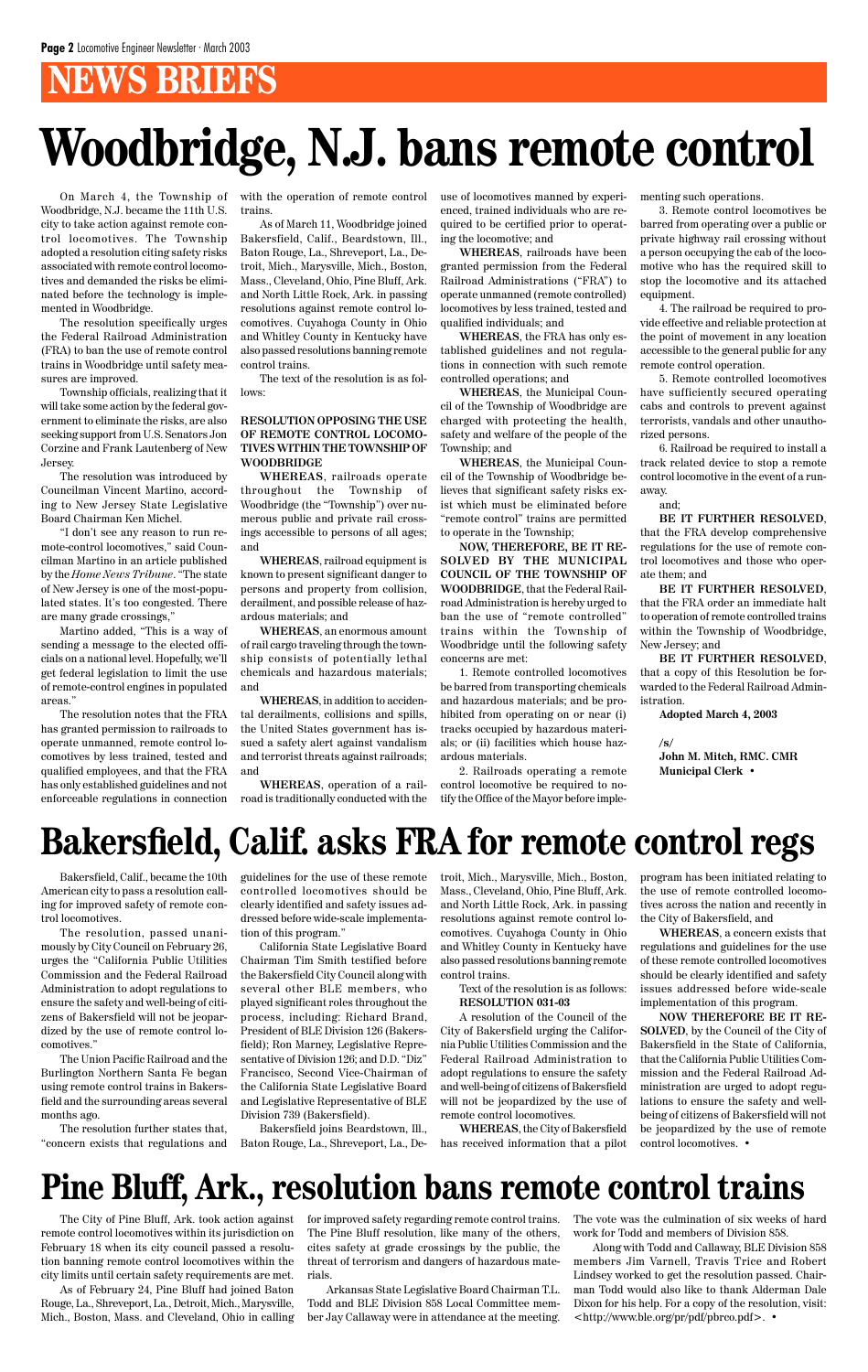# NEWS BRIEFS

# Woodbridge, N.J. bans remote control

On March 4, the Township of Woodbridge, N.J. became the 11th U.S. city to take action against remote control locomotives. The Township adopted a resolution citing safety risks associated with remote control locomotives and demanded the risks be eliminated before the technology is implemented in Woodbridge.

The resolution specifically urges the Federal Railroad Administration (FRA) to ban the use of remote control trains in Woodbridge until safety measures are improved.

Township officials, realizing that it will take some action by the federal government to eliminate the risks, are also seeking support from U.S. Senators Jon Corzine and Frank Lautenberg of New Jersey.

The resolution was introduced by Councilman Vincent Martino, according to New Jersey State Legislative Board Chairman Ken Michel.

"I don't see any reason to run remote-control locomotives," said Councilman Martino in an article published by the *Home News Tribune*. "The state of New Jersey is one of the most-populated states. It's too congested. There are many grade crossings,"

Martino added, "This is a way of sending a message to the elected officials on a national level. Hopefully, we'll get federal legislation to limit the use of remote-control engines in populated areas."

The resolution notes that the FRA has granted permission to railroads to operate unmanned, remote control locomotives by less trained, tested and qualified employees, and that the FRA has only established guidelines and not enforceable regulations in connection with the operation of remote control trains.

As of March 11, Woodbridge joined Bakersfield, Calif., Beardstown, Ill., Baton Rouge, La., Shreveport, La., Detroit, Mich., Marysville, Mich., Boston, Mass., Cleveland, Ohio, Pine Bluff, Ark. and North Little Rock, Ark. in passing resolutions against remote control locomotives. Cuyahoga County in Ohio and Whitley County in Kentucky have also passed resolutions banning remote control trains.

The text of the resolution is as follows:

**RESOLUTION OPPOSING THE USE OF REMOTE CONTROL LOCOMOTIVES WITHIN THE TOWNSHIP OF WOODBRIDGE**

**WHEREAS**, railroads operate throughout the Township of Woodbridge (the "Township") over numerous public and private rail crossings accessible to persons of all ages; and

**WHEREAS**, railroad equipment is known to present significant danger to persons and property from collision, derailment, and possible release of hazardous materials; and

**WHEREAS**, an enormous amount of rail cargo traveling through the township consists of potentially lethal chemicals and hazardous materials; and

**WHEREAS**, in addition to accidental derailments, collisions and spills, the United States government has issued a safety alert against vandalism and terrorist threats against railroads; and

**WHEREAS**, operation of a railroad is traditionally conducted with the use of locomotives manned by experienced, trained individuals who are required to be certified prior to operating the locomotive; and

**WHEREAS**, railroads have been granted permission from the Federal Railroad Administrations ("FRA") to operate unmanned (remote controlled) locomotives by less trained, tested and qualified individuals; and

**WHEREAS**, the FRA has only established guidelines and not regulations in connection with such remote controlled operations; and

**WHEREAS**, the Municipal Council of the Township of Woodbridge are charged with protecting the health, safety and welfare of the people of the Township; and

**WHEREAS**, the Municipal Council of the Township of Woodbridge believes that significant safety risks exist which must be eliminated before "remote control" trains are permitted to operate in the Township;

**NOW, THEREFORE, BE IT RESOLVED BY THE MUNICIPAL COUNCIL OF THE TOWNSHIP OF WOODBRIDGE**, that the Federal Railroad Administration is hereby urged to ban the use of "remote controlled" trains within the Township of Woodbridge until the following safety concerns are met:

1. Remote controlled locomotives be barred from transporting chemicals and hazardous materials; and be prohibited from operating on or near (i) tracks occupied by hazardous materials; or (ii) facilities which house hazardous materials.

2. Railroads operating a remote control locomotive be required to notify the Office of the Mayor before implementing such operations.

3. Remote control locomotives be barred from operating over a public or private highway rail crossing without a person occupying the cab of the locomotive who has the required skill to stop the locomotive and its attached equipment.

4. The railroad be required to provide effective and reliable protection at the point of movement in any location accessible to the general public for any remote control operation.

5. Remote controlled locomotives have sufficiently secured operating cabs and controls to prevent against terrorists, vandals and other unauthorized persons.

6. Railroad be required to install a track related device to stop a remote control locomotive in the event of a runaway.

and;

**BE IT FURTHER RESOLVED**, that the FRA develop comprehensive regulations for the use of remote control locomotives and those who operate them; and

**BE IT FURTHER RESOLVED**, that the FRA order an immediate halt to operation of remote controlled trains within the Township of Woodbridge, New Jersey; and

**BE IT FURTHER RESOLVED**, that a copy of this Resolution be forwarded to the Federal Railroad Administration.

**Adopted March 4, 2003**

**/s/**
**John M. Mitch, RMC. CMR**
**Municipal Clerk** •

# Bakersfield, Calif. asks FRA for remote control regs

Bakersfield, Calif., became the 10th American city to pass a resolution calling for improved safety of remote control locomotives.

The resolution, passed unanimously by City Council on February 26, urges the "California Public Utilities Commission and the Federal Railroad Administration to adopt regulations to ensure the safety and well-being of citizens of Bakersfield will not be jeopardized by the use of remote control locomotives."

The Union Pacific Railroad and the Burlington Northern Santa Fe began using remote control trains in Bakersfield and the surrounding areas several months ago.

The resolution further states that, "concern exists that regulations and guidelines for the use of these remote controlled locomotives should be clearly identified and safety issues addressed before wide-scale implementation of this program."

California State Legislative Board Chairman Tim Smith testified before the Bakersfield City Council along with several other BLE members, who played significant roles throughout the process, including: Richard Brand, President of BLE Division 126 (Bakersfield); Ron Marney, Legislative Representative of Division 126; and D.D. "Diz" Francisco, Second Vice-Chairman of the California State Legislative Board and Legislative Representative of BLE Division 739 (Bakersfield).

Bakersfield joins Beardstown, Ill., Baton Rouge, La., Shreveport, La., Detroit, Mich., Marysville, Mich., Boston, Mass., Cleveland, Ohio, Pine Bluff, Ark. and North Little Rock, Ark. in passing resolutions against remote control locomotives. Cuyahoga County in Ohio and Whitley County in Kentucky have also passed resolutions banning remote control trains.

Text of the resolution is as follows:

**RESOLUTION 031-03**

A resolution of the Council of the City of Bakersfield urging the California Public Utilities Commission and the Federal Railroad Administration to adopt regulations to ensure the safety and well-being of citizens of Bakersfield will not be jeopardized by the use of remote control locomotives.

**WHEREAS**, the City of Bakersfield has received information that a pilot program has been initiated relating to the use of remote controlled locomotives across the nation and recently in the City of Bakersfield, and

**WHEREAS**, a concern exists that regulations and guidelines for the use of these remote controlled locomotives should be clearly identified and safety issues addressed before wide-scale implementation of this program.

**NOW THEREFORE BE IT RESOLVED**, by the Council of the City of Bakersfield in the State of California, that the California Public Utilities Commission and the Federal Railroad Administration are urged to adopt regulations to ensure the safety and well-being of citizens of Bakersfield will not be jeopardized by the use of remote control locomotives. •

# Pine Bluff, Ark., resolution bans remote control trains

The City of Pine Bluff, Ark. took action against remote control locomotives within its jurisdiction on February 18 when its city council passed a resolution banning remote control locomotives within the city limits until certain safety requirements are met.

As of February 24, Pine Bluff had joined Baton Rouge, La., Shreveport, La., Detroit, Mich., Marysville, Mich., Boston, Mass. and Cleveland, Ohio in calling for improved safety regarding remote control trains. The Pine Bluff resolution, like many of the others, cites safety at grade crossings by the public, the threat of terrorism and dangers of hazardous materials.

Arkansas State Legislative Board Chairman T.L. Todd and BLE Division 858 Local Committee member Jay Callaway were in attendance at the meeting. The vote was the culmination of six weeks of hard work for Todd and members of Division 858.

Along with Todd and Callaway, BLE Division 858 members Jim Varnell, Travis Trice and Robert Lindsey worked to get the resolution passed. Chairman Todd would also like to thank Alderman Dale Dixon for his help. For a copy of the resolution, visit: <http://www.ble.org/pr/pdf/pbrco.pdf>. •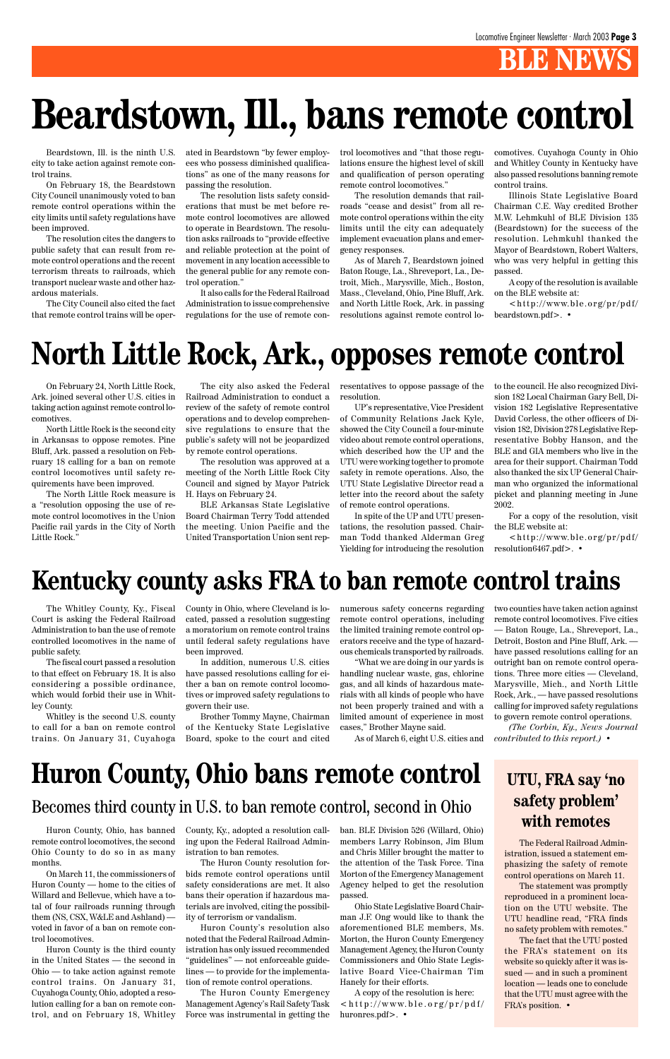# BLE NEWS

# Beardstown, Ill., bans remote control

Beardstown, Ill. is the ninth U.S. city to take action against remote control trains.

On February 18, the Beardstown City Council unanimously voted to ban remote control operations within the city limits until safety regulations have been improved.

The resolution cites the dangers to public safety that can result from remote control operations and the recent terrorism threats to railroads, which transport nuclear waste and other hazardous materials.

The City Council also cited the fact that remote control trains will be operated in Beardstown "by fewer employees who possess diminished qualifications" as one of the many reasons for passing the resolution.

The resolution lists safety considerations that must be met before remote control locomotives are allowed to operate in Beardstown. The resolution asks railroads to "provide effective and reliable protection at the point of movement in any location accessible to the general public for any remote control operation."

It also calls for the Federal Railroad Administration to issue comprehensive regulations for the use of remote control locomotives and "that those regulations ensure the highest level of skill and qualification of person operating remote control locomotives."

The resolution demands that railroads "cease and desist" from all remote control operations within the city limits until the city can adequately implement evacuation plans and emergency responses.

As of March 7, Beardstown joined Baton Rouge, La., Shreveport, La., Detroit, Mich., Marysville, Mich., Boston, Mass., Cleveland, Ohio, Pine Bluff, Ark. and North Little Rock, Ark. in passing resolutions against remote control locomotives. Cuyahoga County in Ohio and Whitley County in Kentucky have also passed resolutions banning remote control trains.

Illinois State Legislative Board Chairman C.E. Way credited Brother M.W. Lehmkuhl of BLE Division 135 (Beardstown) for the success of the resolution. Lehmkuhl thanked the Mayor of Beardstown, Robert Walters, who was very helpful in getting this passed.

A copy of the resolution is available on the BLE website at:

<http://www.ble.org/pr/pdf/beardstown.pdf>. •

# North Little Rock, Ark., opposes remote control

On February 24, North Little Rock, Ark. joined several other U.S. cities in taking action against remote control locomotives.

North Little Rock is the second city in Arkansas to oppose remotes. Pine Bluff, Ark. passed a resolution on February 18 calling for a ban on remote control locomotives until safety requirements have been improved.

The North Little Rock measure is a "resolution opposing the use of remote control locomotives in the Union Pacific rail yards in the City of North Little Rock."

The city also asked the Federal Railroad Administration to conduct a review of the safety of remote control operations and to develop comprehensive regulations to ensure that the public's safety will not be jeopardized by remote control operations.

The resolution was approved at a meeting of the North Little Rock City Council and signed by Mayor Patrick H. Hays on February 24.

BLE Arkansas State Legislative Board Chairman Terry Todd attended the meeting. Union Pacific and the United Transportation Union sent representatives to oppose passage of the resolution.

UP's representative, Vice President of Community Relations Jack Kyle, showed the City Council a four-minute video about remote control operations, which described how the UP and the UTU were working together to promote safety in remote operations. Also, the UTU State Legislative Director read a letter into the record about the safety of remote control operations.

In spite of the UP and UTU presentations, the resolution passed. Chairman Todd thanked Alderman Greg Yielding for introducing the resolution to the council. He also recognized Division 182 Local Chairman Gary Bell, Division 182 Legislative Representative David Corless, the other officers of Division 182, Division 278 Legislative Representative Bobby Hanson, and the BLE and GIA members who live in the area for their support. Chairman Todd also thanked the six UP General Chairman who organized the informational picket and planning meeting in June 2002.

For a copy of the resolution, visit the BLE website at:

<http://www.ble.org/pr/pdf/resolution6467.pdf>. •

# Kentucky county asks FRA to ban remote control trains

The Whitley County, Ky., Fiscal Court is asking the Federal Railroad Administration to ban the use of remote controlled locomotives in the name of public safety.

The fiscal court passed a resolution to that effect on February 18. It is also considering a possible ordinance, which would forbid their use in Whitley County.

Whitley is the second U.S. county to call for a ban on remote control trains. On January 31, Cuyahoga County in Ohio, where Cleveland is located, passed a resolution suggesting a moratorium on remote control trains until federal safety regulations have been improved.

In addition, numerous U.S. cities have passed resolutions calling for either a ban on remote control locomotives or improved safety regulations to govern their use.

Brother Tommy Mayne, Chairman of the Kentucky State Legislative Board, spoke to the court and cited numerous safety concerns regarding remote control operations, including the limited training remote control operators receive and the type of hazardous chemicals transported by railroads.

"What we are doing in our yards is handling nuclear waste, gas, chlorine gas, and all kinds of hazardous materials with all kinds of people who have not been properly trained and with a limited amount of experience in most cases," Brother Mayne said.

As of March 6, eight U.S. cities and two counties have taken action against remote control locomotives. Five cities — Baton Rouge, La., Shreveport, La., Detroit, Boston and Pine Bluff, Ark. — have passed resolutions calling for an outright ban on remote control operations. Three more cities — Cleveland, Marysville, Mich., and North Little Rock, Ark., — have passed resolutions calling for improved safety regulations to govern remote control operations.

*(The Corbin, Ky., News Journal contributed to this report.)* •

# Huron County, Ohio bans remote control

## Becomes third county in U.S. to ban remote control, second in Ohio

Huron County, Ohio, has banned remote control locomotives, the second Ohio County to do so in as many months.

On March 11, the commissioners of Huron County — home to the cities of Willard and Bellevue, which have a total of four railroads running through them (NS, CSX, W&LE and Ashland) — voted in favor of a ban on remote control locomotives.

Huron County is the third county in the United States — the second in Ohio — to take action against remote control trains. On January 31, Cuyahoga County, Ohio, adopted a resolution calling for a ban on remote control, and on February 18, Whitley County, Ky., adopted a resolution calling upon the Federal Railroad Administration to ban remotes.

The Huron County resolution forbids remote control operations until safety considerations are met. It also bans their operation if hazardous materials are involved, citing the possibility of terrorism or vandalism.

Huron County's resolution also noted that the Federal Railroad Administration has only issued recommended "guidelines" — not enforceable guidelines — to provide for the implementation of remote control operations.

The Huron County Emergency Management Agency's Rail Safety Task Force was instrumental in getting the ban. BLE Division 526 (Willard, Ohio) members Larry Robinson, Jim Blum and Chris Miller brought the matter to the attention of the Task Force. Tina Morton of the Emergency Management Agency helped to get the resolution passed.

Ohio State Legislative Board Chairman J.F. Ong would like to thank the aforementioned BLE members, Ms. Morton, the Huron County Emergency Management Agency, the Huron County Commissioners and Ohio State Legislative Board Vice-Chairman Tim Hanely for their efforts.

A copy of the resolution is here: <http://www.ble.org/pr/pdf/huronres.pdf>. •

## UTU, FRA say 'no safety problem' with remotes

The Federal Railroad Administration, issued a statement emphasizing the safety of remote control operations on March 11.

The statement was promptly reproduced in a prominent location on the UTU website. The UTU headline read, "FRA finds no safety problem with remotes."

The fact that the UTU posted the FRA's statement on its website so quickly after it was issued — and in such a prominent location — leads one to conclude that the UTU must agree with the FRA's position. •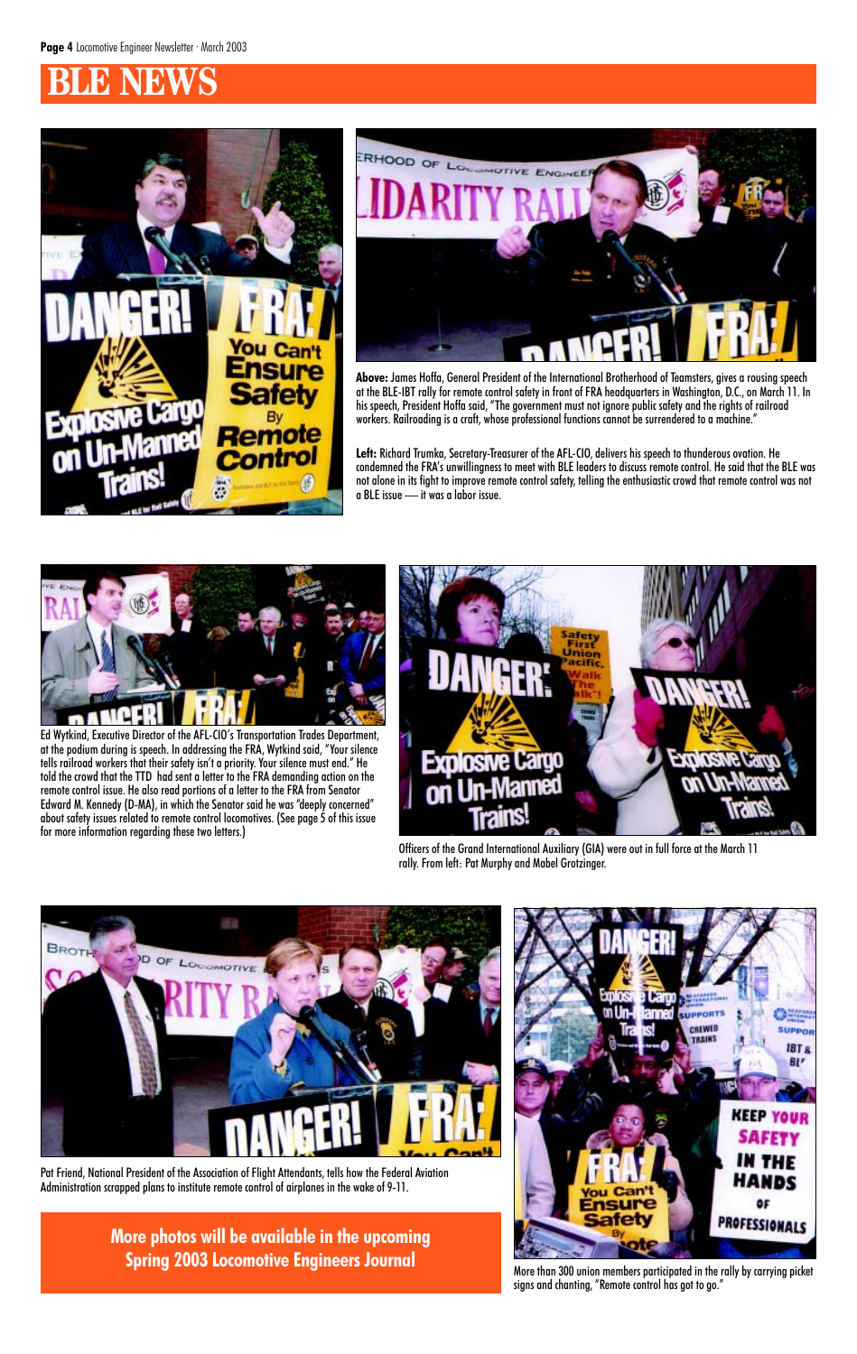# BLE NEWS

**Above:** James Hoffa, General President of the International Brotherhood of Teamsters, gives a rousing speech at the BLE-IBT rally for remote control safety in front of FRA headquarters in Washington, D.C., on March 11. In his speech, President Hoffa said, "The government must not ignore public safety and the rights of railroad workers. Railroading is a craft, whose professional functions cannot be surrendered to a machine."

**Left:** Richard Trumka, Secretary-Treasurer of the AFL-CIO, delivers his speech to thunderous ovation. He condemned the FRA's unwillingness to meet with BLE leaders to discuss remote control. He said that the BLE was not alone in its fight to improve remote control safety, telling the enthusiastic crowd that remote control was not a BLE issue — it was a labor issue.

Ed Wytkind, Executive Director of the AFL-CIO's Transportation Trades Department, at the podium during is speech. In addressing the FRA, Wytkind said, "Your silence tells railroad workers that their safety isn't a priority. Your silence must end." He told the crowd that the TTD had sent a letter to the FRA demanding action on the remote control issue. He also read portions of a letter to the FRA from Senator Edward M. Kennedy (D-MA), in which the Senator said he was "deeply concerned" about safety issues related to remote control locomotives. (See page 5 of this issue for more information regarding these two letters.)

Officers of the Grand International Auxiliary (GIA) were out in full force at the March 11 rally. From left: Pat Murphy and Mabel Grotzinger.

Pat Friend, National President of the Association of Flight Attendants, tells how the Federal Aviation Administration scrapped plans to institute remote control of airplanes in the wake of 9-11.

More than 300 union members participated in the rally by carrying picket signs and chanting, "Remote control has got to go."

**More photos will be available in the upcoming Spring 2003 Locomotive Engineers Journal**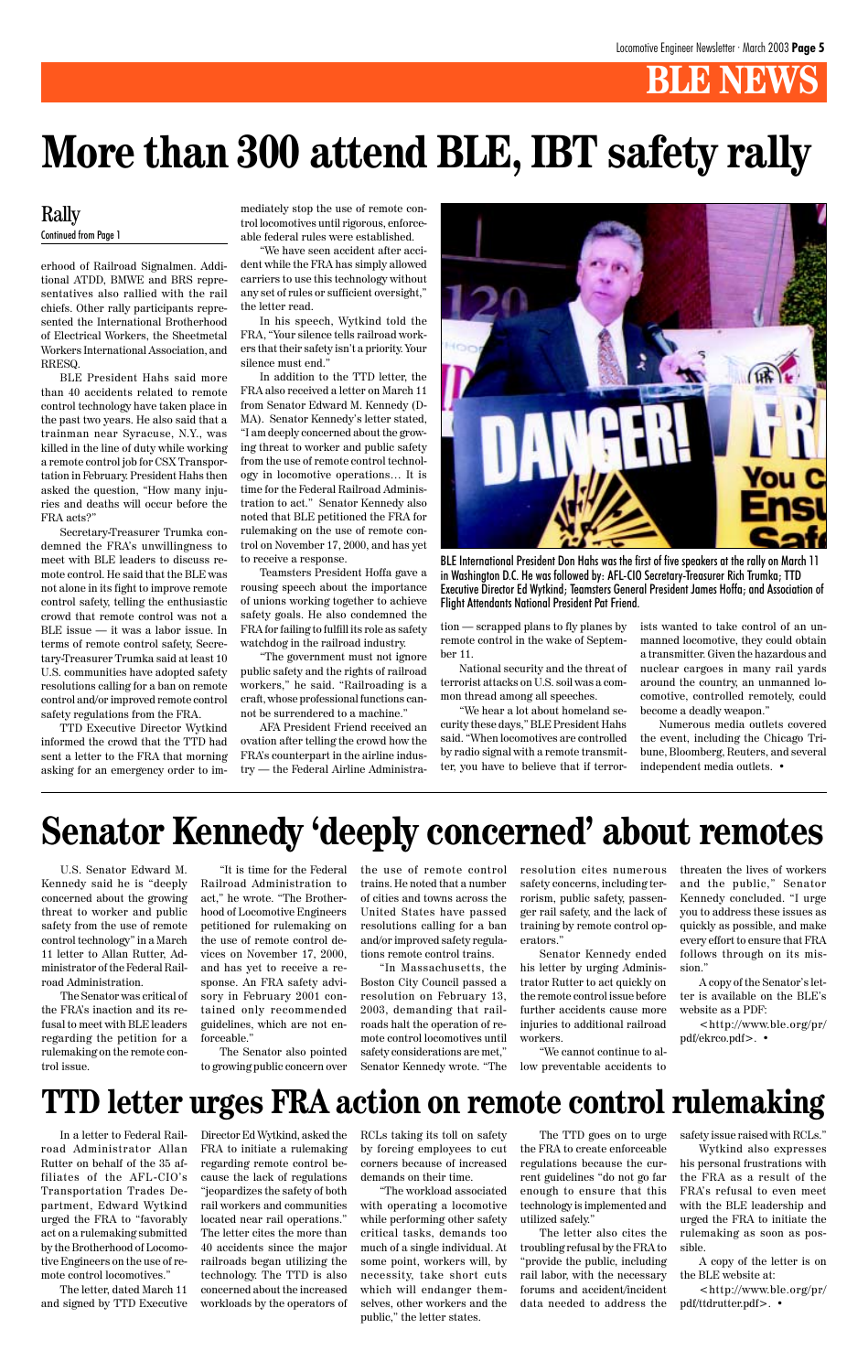# BLE NEWS

# More than 300 attend BLE, IBT safety rally

## Rally

Continued from Page 1

erhood of Railroad Signalmen. Additional ATDD, BMWE and BRS representatives also rallied with the rail chiefs. Other rally participants represented the International Brotherhood of Electrical Workers, the Sheetmetal Workers International Association, and RRESQ.

BLE President Hahs said more than 40 accidents related to remote control technology have taken place in the past two years. He also said that a trainman near Syracuse, N.Y., was killed in the line of duty while working a remote control job for CSX Transportation in February. President Hahs then asked the question, "How many injuries and deaths will occur before the FRA acts?"

Secretary-Treasurer Trumka condemned the FRA's unwillingness to meet with BLE leaders to discuss remote control. He said that the BLE was not alone in its fight to improve remote control safety, telling the enthusiastic crowd that remote control was not a BLE issue — it was a labor issue. In terms of remote control safety, Secretary-Treasurer Trumka said at least 10 U.S. communities have adopted safety resolutions calling for a ban on remote control and/or improved remote control safety regulations from the FRA.

TTD Executive Director Wytkind informed the crowd that the TTD had sent a letter to the FRA that morning asking for an emergency order to immediately stop the use of remote control locomotives until rigorous, enforceable federal rules were established.

"We have seen accident after accident while the FRA has simply allowed carriers to use this technology without any set of rules or sufficient oversight," the letter read.

In his speech, Wytkind told the FRA, "Your silence tells railroad workers that their safety isn't a priority. Your silence must end."

In addition to the TTD letter, the FRA also received a letter on March 11 from Senator Edward M. Kennedy (D-MA). Senator Kennedy's letter stated, "I am deeply concerned about the growing threat to worker and public safety from the use of remote control technology in locomotive operations… It is time for the Federal Railroad Administration to act." Senator Kennedy also noted that BLE petitioned the FRA for rulemaking on the use of remote control on November 17, 2000, and has yet to receive a response.

Teamsters President Hoffa gave a rousing speech about the importance of unions working together to achieve safety goals. He also condemned the FRA for failing to fulfill its role as safety watchdog in the railroad industry.

"The government must not ignore public safety and the rights of railroad workers," he said. "Railroading is a craft, whose professional functions cannot be surrendered to a machine."

AFA President Friend received an ovation after telling the crowd how the FRA's counterpart in the airline industry — the Federal Airline Administration — scrapped plans to fly planes by remote control in the wake of September 11.

National security and the threat of terrorist attacks on U.S. soil was a common thread among all speeches.

"We hear a lot about homeland security these days," BLE President Hahs said. "When locomotives are controlled by radio signal with a remote transmitter, you have to believe that if terrorists wanted to take control of an unmanned locomotive, they could obtain a transmitter. Given the hazardous and nuclear cargoes in many rail yards around the country, an unmanned locomotive, controlled remotely, could become a deadly weapon."

Numerous media outlets covered the event, including the Chicago Tribune, Bloomberg, Reuters, and several independent media outlets. •

BLE International President Don Hahs was the first of five speakers at the rally on March 11 in Washington D.C. He was followed by: AFL-CIO Secretary-Treasurer Rich Trumka; TTD Executive Director Ed Wytkind; Teamsters General President James Hoffa; and Association of Flight Attendants National President Pat Friend.

# Senator Kennedy 'deeply concerned' about remotes

U.S. Senator Edward M. Kennedy said he is "deeply concerned about the growing threat to worker and public safety from the use of remote control technology" in a March 11 letter to Allan Rutter, Administrator of the Federal Railroad Administration.

The Senator was critical of the FRA's inaction and its refusal to meet with BLE leaders regarding the petition for a rulemaking on the remote control issue.

"It is time for the Federal Railroad Administration to act," he wrote. "The Brotherhood of Locomotive Engineers petitioned for rulemaking on the use of remote control devices on November 17, 2000, and has yet to receive a response. An FRA safety advisory in February 2001 contained only recommended guidelines, which are not enforceable."

The Senator also pointed to growing public concern over the use of remote control trains. He noted that a number of cities and towns across the United States have passed resolutions calling for a ban and/or improved safety regulations remote control trains.

"In Massachusetts, the Boston City Council passed a resolution on February 13, 2003, demanding that railroads halt the operation of remote control locomotives until safety considerations are met," Senator Kennedy wrote. "The resolution cites numerous safety concerns, including terrorism, public safety, passenger rail safety, and the lack of training by remote control operators."

Senator Kennedy ended his letter by urging Administrator Rutter to act quickly on the remote control issue before further accidents cause more injuries to additional railroad workers.

"We cannot continue to allow preventable accidents to threaten the lives of workers and the public," Senator Kennedy concluded. "I urge you to address these issues as quickly as possible, and make every effort to ensure that FRA follows through on its mission."

A copy of the Senator's letter is available on the BLE's website as a PDF:

<http://www.ble.org/pr/pdf/ekrco.pdf>. •

# TTD letter urges FRA action on remote control rulemaking

In a letter to Federal Railroad Administrator Allan Rutter on behalf of the 35 affiliates of the AFL-CIO's Transportation Trades Department, Edward Wytkind urged the FRA to "favorably act on a rulemaking submitted by the Brotherhood of Locomotive Engineers on the use of remote control locomotives."

The letter, dated March 11 and signed by TTD Executive Director Ed Wytkind, asked the FRA to initiate a rulemaking regarding remote control because the lack of regulations "jeopardizes the safety of both rail workers and communities located near rail operations." The letter cites the more than 40 accidents since the major railroads began utilizing the technology. The TTD is also concerned about the increased workloads by the operators of RCLs taking its toll on safety by forcing employees to cut corners because of increased demands on their time.

"The workload associated with operating a locomotive while performing other safety critical tasks, demands too much of a single individual. At some point, workers will, by necessity, take short cuts which will endanger themselves, other workers and the public," the letter states.

The TTD goes on to urge the FRA to create enforceable regulations because the current guidelines "do not go far enough to ensure that this technology is implemented and utilized safely."

The letter also cites the troubling refusal by the FRA to "provide the public, including rail labor, with the necessary forums and accident/incident data needed to address the safety issue raised with RCLs."

Wytkind also expresses his personal frustrations with the FRA as a result of the FRA's refusal to even meet with the BLE leadership and urged the FRA to initiate the rulemaking as soon as possible.

A copy of the letter is on the BLE website at:

<http://www.ble.org/pr/pdf/ttdrutter.pdf>. •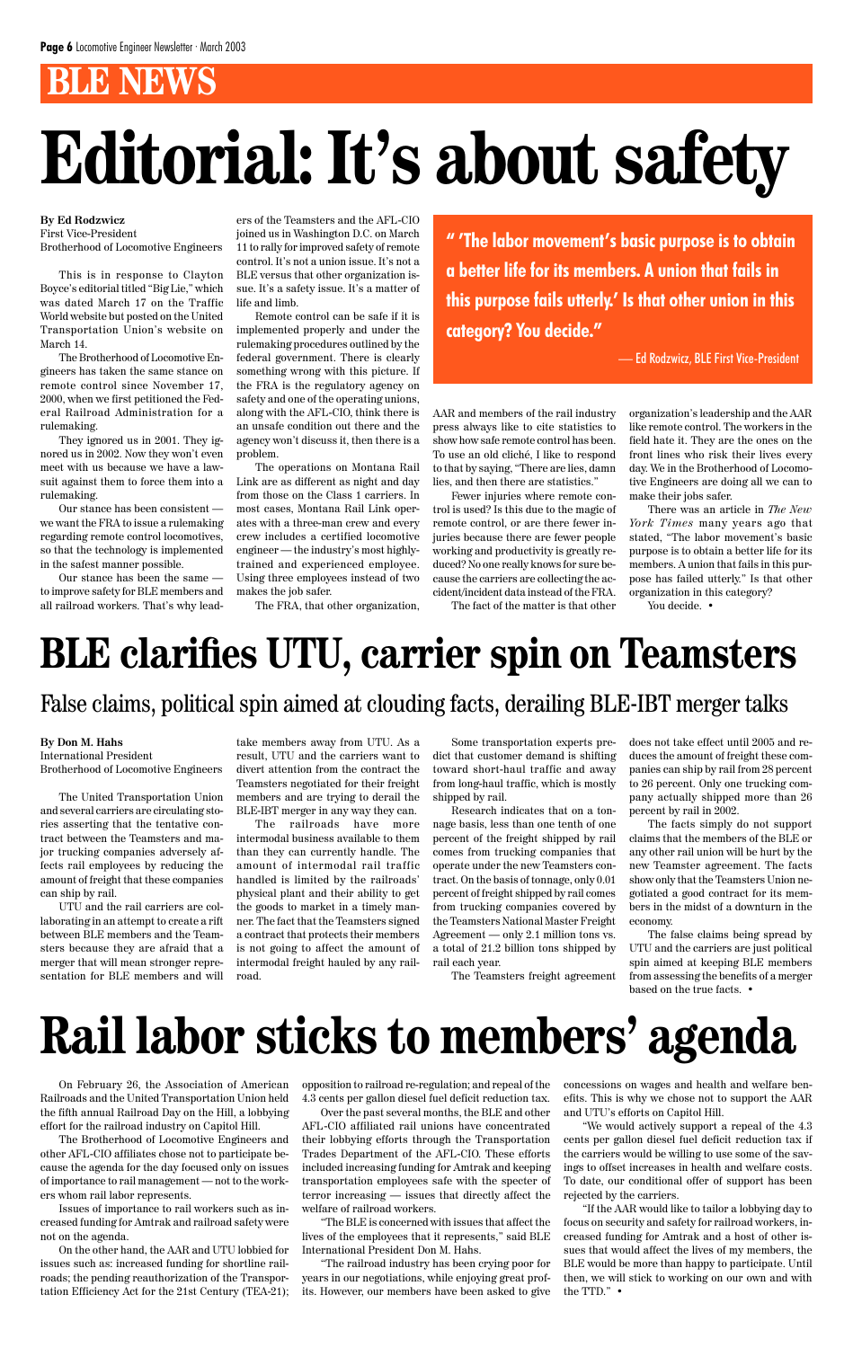## BLE NEWS

# Editorial: It's about safety

**By Ed Rodzwicz**
First Vice-President
Brotherhood of Locomotive Engineers

> "'The labor movement's basic purpose is to obtain a better life for its members. A union that fails in this purpose fails utterly.' Is that other union in this category? You decide."
>
> — Ed Rodzwicz, BLE First Vice-President

This is in response to Clayton Boyce's editorial titled "Big Lie," which was dated March 17 on the Traffic World website but posted on the United Transportation Union's website on March 14.

The Brotherhood of Locomotive Engineers has taken the same stance on remote control since November 17, 2000, when we first petitioned the Federal Railroad Administration for a rulemaking.

They ignored us in 2001. They ignored us in 2002. Now they won't even meet with us because we have a lawsuit against them to force them into a rulemaking.

Our stance has been consistent — we want the FRA to issue a rulemaking regarding remote control locomotives, so that the technology is implemented in the safest manner possible.

Our stance has been the same — to improve safety for BLE members and all railroad workers. That's why leaders of the Teamsters and the AFL-CIO joined us in Washington D.C. on March 11 to rally for improved safety of remote control. It's not a union issue. It's not a BLE versus that other organization issue. It's a safety issue. It's a matter of life and limb.

Remote control can be safe if it is implemented properly and under the rulemaking procedures outlined by the federal government. There is clearly something wrong with this picture. If the FRA is the regulatory agency on safety and one of the operating unions, along with the AFL-CIO, think there is an unsafe condition out there and the agency won't discuss it, then there is a problem.

The operations on Montana Rail Link are as different as night and day from those on the Class 1 carriers. In most cases, Montana Rail Link operates with a three-man crew and every crew includes a certified locomotive engineer — the industry's most highly-trained and experienced employee. Using three employees instead of two makes the job safer.

The FRA, that other organization, AAR and members of the rail industry press always like to cite statistics to show how safe remote control has been. To use an old cliché, I like to respond to that by saying, "There are lies, damn lies, and then there are statistics."

Fewer injuries where remote control is used? Is this due to the magic of remote control, or are there fewer injuries because there are fewer people working and productivity is greatly reduced? No one really knows for sure because the carriers are collecting the accident/incident data instead of the FRA.

The fact of the matter is that other organization's leadership and the AAR like remote control. The workers in the field hate it. They are the ones on the front lines who risk their lives every day. We in the Brotherhood of Locomotive Engineers are doing all we can to make their jobs safer.

There was an article in *The New York Times* many years ago that stated, "The labor movement's basic purpose is to obtain a better life for its members. A union that fails in this purpose has failed utterly." Is that other organization in this category?

You decide. •

# BLE clarifies UTU, carrier spin on Teamsters

## False claims, political spin aimed at clouding facts, derailing BLE-IBT merger talks

**By Don M. Hahs**
International President
Brotherhood of Locomotive Engineers

The United Transportation Union and several carriers are circulating stories asserting that the tentative contract between the Teamsters and major trucking companies adversely affects rail employees by reducing the amount of freight that these companies can ship by rail.

UTU and the rail carriers are collaborating in an attempt to create a rift between BLE members and the Teamsters because they are afraid that a merger that will mean stronger representation for BLE members and will take members away from UTU. As a result, UTU and the carriers want to divert attention from the contract the Teamsters negotiated for their freight members and are trying to derail the BLE-IBT merger in any way they can.

The railroads have more intermodal business available to them than they can currently handle. The amount of intermodal rail traffic handled is limited by the railroads' physical plant and their ability to get the goods to market in a timely manner. The fact that the Teamsters signed a contract that protects their members is not going to affect the amount of intermodal freight hauled by any railroad.

Some transportation experts predict that customer demand is shifting toward short-haul traffic and away from long-haul traffic, which is mostly shipped by rail.

Research indicates that on a tonnage basis, less than one tenth of one percent of the freight shipped by rail comes from trucking companies that operate under the new Teamsters contract. On the basis of tonnage, only 0.01 percent of freight shipped by rail comes from trucking companies covered by the Teamsters National Master Freight Agreement — only 2.1 million tons vs. a total of 21.2 billion tons shipped by rail each year.

The Teamsters freight agreement does not take effect until 2005 and reduces the amount of freight these companies can ship by rail from 28 percent to 26 percent. Only one trucking company actually shipped more than 26 percent by rail in 2002.

The facts simply do not support claims that the members of the BLE or any other rail union will be hurt by the new Teamster agreement. The facts show only that the Teamsters Union negotiated a good contract for its members in the midst of a downturn in the economy.

The false claims being spread by UTU and the carriers are just political spin aimed at keeping BLE members from assessing the benefits of a merger based on the true facts. •

# Rail labor sticks to members' agenda

On February 26, the Association of American Railroads and the United Transportation Union held the fifth annual Railroad Day on the Hill, a lobbying effort for the railroad industry on Capitol Hill.

The Brotherhood of Locomotive Engineers and other AFL-CIO affiliates chose not to participate because the agenda for the day focused only on issues of importance to rail management — not to the workers whom rail labor represents.

Issues of importance to rail workers such as increased funding for Amtrak and railroad safety were not on the agenda.

On the other hand, the AAR and UTU lobbied for issues such as: increased funding for shortline railroads; the pending reauthorization of the Transportation Efficiency Act for the 21st Century (TEA-21); opposition to railroad re-regulation; and repeal of the 4.3 cents per gallon diesel fuel deficit reduction tax.

Over the past several months, the BLE and other AFL-CIO affiliated rail unions have concentrated their lobbying efforts through the Transportation Trades Department of the AFL-CIO. These efforts included increasing funding for Amtrak and keeping transportation employees safe with the specter of terror increasing — issues that directly affect the welfare of railroad workers.

"The BLE is concerned with issues that affect the lives of the employees that it represents," said BLE International President Don M. Hahs.

"The railroad industry has been crying poor for years in our negotiations, while enjoying great profits. However, our members have been asked to give concessions on wages and health and welfare benefits. This is why we chose not to support the AAR and UTU's efforts on Capitol Hill.

"We would actively support a repeal of the 4.3 cents per gallon diesel fuel deficit reduction tax if the carriers would be willing to use some of the savings to offset increases in health and welfare costs. To date, our conditional offer of support has been rejected by the carriers.

"If the AAR would like to tailor a lobbying day to focus on security and safety for railroad workers, increased funding for Amtrak and a host of other issues that would affect the lives of my members, the BLE would be more than happy to participate. Until then, we will stick to working on our own and with the TTD." •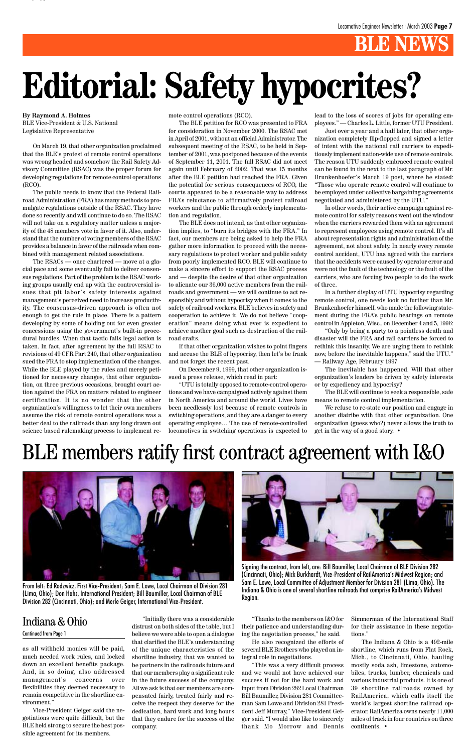# Editorial: Safety hypocrites?

**By Raymond A. Holmes**
BLE Vice-President & U.S. National Legislative Representative

On March 19, that other organization proclaimed that the BLE's protest of remote control operations was wrong headed and somehow the Rail Safety Advisory Committee (RSAC) was the proper forum for developing regulations for remote control operations (RCO).

The public needs to know that the Federal Railroad Administration (FRA) has many methods to promulgate regulations outside of the RSAC. They have done so recently and will continue to do so. The RSAC will not take on a regulatory matter unless a majority of the 48 members vote in favor of it. Also, understand that the number of voting members of the RSAC provides a balance in favor of the railroads when combined with management related associations.

The RSACs — once chartered — move at a glacial pace and some eventually fail to deliver consensus regulations. Part of the problem is the RSAC working groups usually end up with the controversial issues that pit labor's safety interests against management's perceived need to increase productivity. The consensus-driven approach is often not enough to get the rule in place. There is a pattern developing by some of holding out for even greater concessions using the government's built-in procedural hurdles. When that tactic fails legal action is taken. In fact, after agreement by the full RSAC to revisions of 49 CFR Part 240, that other organization sued the FRA to stop implementation of the changes. While the BLE played by the rules and merely petitioned for necessary changes, that other organization, on three previous occasions, brought court action against the FRA on matters related to engineer certification. It is no wonder that the other organization's willingness to let their own members assume the risk of remote control operations was a better deal to the railroads than any long drawn out science based rulemaking process to implement remote control operations (RCO).

The BLE petition for RCO was presented to FRA for consideration in November 2000. The RSAC met in April of 2001, without an official Administrator. The subsequent meeting of the RSAC, to be held in September of 2001, was postponed because of the events of September 11, 2001. The full RSAC did not meet again until February of 2002. That was 15 months after the BLE petition had reached the FRA. Given the potential for serious consequences of RCO, the courts appeared to be a reasonable way to address FRA's reluctance to affirmatively protect railroad workers and the public through orderly implementation and regulation.

The BLE does not intend, as that other organization implies, to "burn its bridges with the FRA." In fact, our members are being asked to help the FRA gather more information to proceed with the necessary regulations to protect worker and public safety from poorly implemented RCO. BLE will continue to make a sincere effort to support the RSAC process and — despite the desire of that other organization to alienate our 36,000 active members from the railroads and government — we will continue to act responsibly and without hypocrisy when it comes to the safety of railroad workers. BLE believes in safety and cooperation to achieve it. We do not believe "cooperation" means doing what ever is expedient to achieve another goal such as destruction of the railroad crafts.

If that other organization wishes to point fingers and accuse the BLE of hypocrisy, then let's be frank and not forget the recent past.

On December 9, 1999, that other organization issued a press release, which read in part:

"UTU is totally opposed to remote-control operations and we have campaigned actively against them in North America and around the world. Lives have been needlessly lost because of remote controls in switching operations, and they are a danger to every operating employee… The use of remote-controlled locomotives in switching operations is expected to lead to the loss of scores of jobs for operating employees." — Charles L. Little, former UTU President.

Just over a year and a half later, that other organization completely flip-flopped and signed a letter of intent with the national rail carriers to expeditiously implement nation-wide use of remote controls. The reason UTU suddenly embraced remote control can be found in the next to the last paragraph of Mr. Brunkenhoefer's March 19 post, where he stated: "Those who operate remote control will continue to be employed under collective bargaining agreements negotiated and administered by the UTU."

In other words, their active campaign against remote control for safety reasons went out the window when the carriers rewarded them with an agreement to represent employees using remote control. It's all about representation rights and administration of the agreement, not about safety. In nearly every remote control accident, UTU has agreed with the carriers that the accidents were caused by operator error and were not the fault of the technology or the fault of the carriers, who are forcing two people to do the work of three.

In a further display of UTU hypocrisy regarding remote control, one needs look no further than Mr. Brunkenhoefer himself, who made the following statement during the FRA's public hearings on remote control in Appleton, Wisc., on December 4 and 5, 1996:

"Only by being a party to a pointless death and disaster will the FRA and rail carriers be forced to rethink this insanity. We are urging them to rethink now, before the inevitable happens," said the UTU." — Railway Age, February 1997

The inevitable has happened. Will that other organization's leaders be driven by safety interests or by expediency and hypocrisy?

The BLE will continue to seek a responsible, safe means to remote control implementation.

We refuse to re-state our position and engage in another diatribe with that other organization. One organization (guess who?) never allows the truth to get in the way of a good story. •

# BLE members ratify first contract agreement with I&O

From left: Ed Rodzwicz, First Vice-President; Sam E. Lowe, Local Chairman of Division 281 (Lima, Ohio); Don Hahs, International President; Bill Baumiller, Local Chairman of BLE Division 282 (Cincinnati, Ohio); and Merle Geiger, International Vice-President.

Signing the contract, from left, are: Bill Baumiller, Local Chairman of BLE Division 282 (Cincinnati, Ohio); Mick Burkhardt, Vice-President of RailAmerica's Midwest Region; and Sam E. Lowe, Local Committee of Adjustment Member for Division 281 (Lima, Ohio). The Indiana & Ohio is one of several shortline railroads that comprise RailAmerica's Midwest Region.

## Indiana & Ohio

Continued from Page 1

as all withheld monies will be paid, much needed work rules, and locked down an excellent benefits package. And, in so doing, also addressed management's concerns over flexibilities they deemed necessary to remain competitive in the shortline environment."

Vice-President Geiger said the negotiations were quite difficult, but the BLE held strong to secure the best possible agreement for its members.

"Initially there was a considerable distrust on both sides of the table, but I believe we were able to open a dialogue that clarified the BLE's understanding of the unique characteristics of the shortline industry, that we wanted to be partners in the railroads future and that our members play a significant role in the future success of the company. All we ask is that our members are compensated fairly, treated fairly and receive the respect they deserve for the dedication, hard work and long hours that they endure for the success of the company.

"Thanks to the members on I&O for their patience and understanding during the negotiation process," he said.

He also recognized the efforts of several BLE Brothers who played an integral role in negotiations.

"This was a very difficult process and we would not have achieved our success if not for the hard work and input from Division 282 Local Chairman Bill Baumiller, Division 281 Committeeman Sam Lowe and Division 281 President Jeff Murray," Vice-President Geiger said. "I would also like to sincerely thank Mo Morrow and Dennis Simmerman of the International Staff for their assistance in these negotiations."

The Indiana & Ohio is a 492-mile shortline, which runs from Flat Rock, Mich., to Cincinnati, Ohio, hauling mostly soda ash, limestone, automobiles, trucks, lumber, chemicals and various industrial products. It is one of 39 shortline railroads owned by RailAmerica, which calls itself the world's largest shortline railroad operator. RailAmerica owns nearly 11,000 miles of track in four countries on three continents. •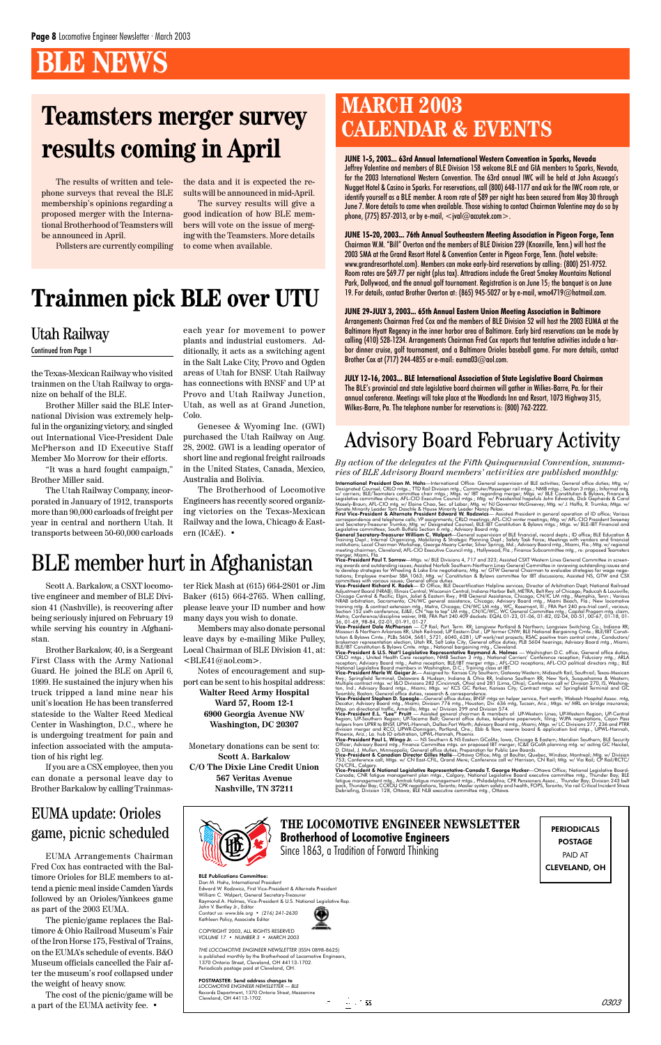# BLE NEWS

## Teamsters merger survey results coming in April

The results of written and telephone surveys that reveal the BLE membership's opinions regarding a proposed merger with the International Brotherhood of Teamsters will be announced in April.

Pollsters are currently compiling the data and it is expected the results will be announced in mid-April.

The survey results will give a good indication of how BLE members will vote on the issue of merging with the Teamsters. More details to come when available.

## Trainmen pick BLE over UTU

### Utah Railway

Continued from Page 1

the Texas-Mexican Railway who visited trainmen on the Utah Railway to organize on behalf of the BLE.

Brother Miller said the BLE International Division was extremely helpful in the organizing victory, and singled out International Vice-President Dale McPherson and ID Executive Staff Member Mo Morrow for their efforts.

"It was a hard fought campaign," Brother Miller said.

The Utah Railway Company, incorporated in January of 1912, transports more than 90,000 carloads of freight per year in central and northern Utah. It transports between 50-60,000 carloads each year for movement to power plants and industrial customers. Additionally, it acts as a switching agent in the Salt Lake City, Provo and Ogden areas of Utah for BNSF. Utah Railway has connections with BNSF and UP at Provo and Utah Railway Junction, Utah, as well as at Grand Junction, Colo.

Genesee & Wyoming Inc. (GWI) purchased the Utah Railway on Aug. 28, 2002. GWI is a leading operator of short line and regional freight railroads in the United States, Canada, Mexico, Australia and Bolivia.

The Brotherhood of Locomotive Engineers has recently scored organizing victories on the Texas-Mexican Railway and the Iowa, Chicago & Eastern (IC&E). •

## BLE member hurt in Afghanistan

Scott A. Barkalow, a CSXT locomotive engineer and member of BLE Division 41 (Nashville), is recovering after being seriously injured on February 19 while serving his country in Afghanistan.

Brother Barkalow, 40, is a Sergeant First Class with the Army National Guard. He joined the BLE on April 6, 1999. He sustained the injury when his truck tripped a land mine near his unit's location He has been transferred stateside to the Walter Reed Medical Center in Washington, D.C., where he is undergoing treatment for pain and infection associated with the amputation of his right leg.

If you are a CSX employee, then you can donate a personal leave day to Brother Barkalow by calling Trainmaster Rick Mash at (615) 664-2801 or Jim Baker (615) 664-2765. When calling, please leave your ID number and how many days you wish to donate.

Members may also donate personal leave days by e-mailing Mike Pulley, Local Chairman of BLE Division 41, at: <BLE41@aol.com>.

Notes of encouragement and support can be sent to his hospital address:

**Walter Reed Army Hospital**
**Ward 57, Room 12-1**
**6900 Georgia Avenue NW**
**Washington, DC 20307**

Monetary donations can be sent to:

**Scott A. Barkalow**
**C/O The Dixie Line Credit Union**
**567 Veritas Avenue**
**Nashville, TN 37211**

## EUMA update: Orioles game, picnic scheduled

EUMA Arrangements Chairman Fred Cox has contracted with the Baltimore Orioles for BLE members to attend a picnic meal inside Camden Yards followed by an Orioles/Yankees game as part of the 2003 EUMA.

The picnic/game replaces the Baltimore & Ohio Railroad Museum's Fair of the Iron Horse 175, Festival of Trains, on the EUMA's schedule of events. B&O Museum officials cancelled the Fair after the museum's roof collapsed under the weight of heavy snow.

The cost of the picnic/game will be a part of the EUMA activity fee. •

## MARCH 2003 CALENDAR & EVENTS

**JUNE 1-5, 2003... 63rd Annual International Western Convention in Sparks, Nevada**
Jeffrey Valentine and members of BLE Division 158 welcome BLE and GIA members to Sparks, Nevada, for the 2003 International Western Convention. The 63rd annual IWC will be held at John Ascuaga's Nugget Hotel & Casino in Sparks. For reservations, call (800) 648-1177 and ask for the IWC room rate, or identify yourself as a BLE member. A room rate of $89 per night has been secured from May 30 through June 7. More details to come when available. Those wishing to contact Chairman Valentine may do so by phone, (775) 857-2013, or by e-mail, <jval@accutek.com>.

**JUNE 15-20, 2003... 76th Annual Southeastern Meeting Association in Pigeon Forge, Tenn**
Chairman W.M. "Bill" Overton and the members of BLE Division 239 (Knoxville, Tenn.) will host the 2003 SMA at the Grand Resort Hotel & Convention Center in Pigeon Forge, Tenn. (hotel website: www.grandresorthotel.com). Members can make early-bird reservations by calling: (800) 251-9752. Room rates are $69.77 per night (plus tax). Attractions include the Great Smokey Mountains National Park, Dollywood, and the annual golf tournament. Registration is on June 15; the banquet is on June 19. For details, contact Brother Overton at: (865) 945-5027 or by e-mail, wmo4719@hotmail.com.

**JUNE 29-JULY 3, 2003... 65th Annual Eastern Union Meeting Association in Baltimore**
Arrangements Chairman Fred Cox and the members of BLE Division 52 will host the 2003 EUMA at the Baltimore Hyatt Regency in the inner harbor area of Baltimore. Early bird reservations can be made by calling (410) 528-1234. Arrangements Chairman Fred Cox reports that tentative activities include a harbor dinner cruise, golf tournament, and a Baltimore Orioles baseball game. For more details, contact Brother Cox at (717) 244-4855 or e-mail: euma03@aol.com.

**JULY 12-16, 2003... BLE International Association of State Legislative Board Chairman**
The BLE's provincial and state legislative board chairmen will gather in Wilkes-Barre, Pa. for their annual conference. Meetings will take place at the Woodlands Inn and Resort, 1073 Highway 315, Wilkes-Barre, Pa. The telephone number for reservations is: (800) 762-2222.

## Advisory Board February Activity

*By action of the delegates at the Fifth Quinquennial Convention, summaries of BLE Advisory Board members' activities are published monthly:*

**International President Don M. Hahs**—International Office: General supervision of BLE activities; General office duties; Mtg. w/ Designated Counsel; CRLO mtgs.; TTD Rail Division mtg.; Commuter/Passenger rail mtgs.; NMB mtgs.; Section 3 mtgs.; Informal mtg. w/ carriers; BLE/Teamsters committee chair mtgs.; Mtgs. w/ IBT regarding merger; Mtgs. w/ BLE Constitution & Bylaws, Finance & Legislative committee chairs; AFL-CIO Executive Council mtgs.; Mtg. w/ Presidential hopefuls John Edwards, Dick Gephardt & Carol Mosely-Braun; AFL-CIO mtg. w/ Elaine Chao, Sec. of Labor; Mtg. w/ NJ Governor McGreevey; Mtg. w/ J. Hoffa, R. Trumka; Mtg. w/ Senate Minority Leader Tom Daschle & House Minority Leader Nancy Pelosi.

**First Vice-President & Alternate President Edward W. Rodzwicz**— Assisted President in general operation of ID office; Various correspondence and telephone calls; VP assignments; CRLO meetings; AFL-CIO winter meetings; Mtg. w/ AFL-CIO President Sweeney and Secretary-Treasurer Trumka; Mtg. w/ Designated Counsel; BLE-IBT Constitution & Bylaws mtgs.; Mtgs. w/ BLE-IBT Financial and Legislative committees; South Buffalo Section 6 mtg.; Advisory Board mtg.

**General Secretary-Treasurer William C. Walpert**—General supervision of BLE financial, record depts.; ID office; BLE Education & Training Dept.; Internal Organizing, Mobilizing & Strategic Planning Dept.; Safety Task Force; Meetings with vendors and financial institutions; Local Chairman Workshop, George Meany Center, Silver Spring, Md.; Advisory Board mtg., Miami, Fla.; Mtg. w/ regional meeting chairmen, Cleveland; AFL-CIO Executive Council mtg., Hollywood, Fla.; Finance Subcommittee mtg., re: proposed Teamsters merger, Miami, Fla.

**Vice-President Paul T. Sorrow**—Mtgs. w/ BLE Divisions 4, 717 and 323; Assisted CSXT Western Lines General Committee in screening awards and outstanding issues; Assisted Norfolk Southern-Northern Lines General Committee in reviewing outstanding issues and to develop strategies for Wheeling & Lake Erie negotiations; Mtg. w/ GTW General Chairman to evaluate strategies for wage negotiations; Employee member SBA 1063; Mtg. w/ Constitution & Bylaws committee for IBT discussions; Assisted NS, GTW and CSX committees with various issues; General office duties.

**Vice-President Richard K. Radek**— ID Office; BLE Decertification Helpline services; Director of Arbitration Dept; National Railroad Adjustment Board (NRAB); Illinois Central; Wisconsin Central; Indiana Harbor Belt; METRA; Belt Rwy of Chicago; Paducah & Louisville; Chicago Central & Pacific; Elgin, Joliet & Eastern Rwy.; IHB General Assistance, Chicago; CN/IC LM mtg., Memphis, Tenn.; Various NRAB arbitration, Sacramento; CN/WC general assistance, Chicago; Advisory Board mtg., Miami Beach, Fla.; New locomotive training mtg. & contract extension mtg., Metra, Chicago; CN/WC LM mtg., WC, Rosemont, Ill.; FRA Part 240 pre-trial conf., various; Section 152 sixth conference, EJ&E; CN "top to tap" LM mtg., CN/IC/WC; WC General Committee mtg.; Capital Program mtg. claim, Metra; Conference/discipline waiver, IHB; FRA Part 240.409 dockets: EQAL 01-23, 01-06, 01-82, 02-04, 00-51, 00-67, 01-18, 01-36, 01-69, 98-84, 02-01, 01-91, 01-27.

**Vice-President Dale McPherson** — CP Rail; Port. Term. RR; Longview Portland & Northern; Longview Switching Co.; Indiana RR; Missouri & Northern Arkansas RR; Utah Railroad; UP Eastern Dist.; UP former CNW; BLE National Bargaining Cmte.; BLE/IBT Constitution & Bylaws Cmte.; PLBs 5604, 5681, 5721, 6040, 6281; UP work/rest projects; RSAC positive train control cmte.; Conductors/brakeman representation election, Utah RR, Salt Lake City; General office duties; PLB 5604 hearings; Advisory Board mtg., Miami; BLE/IBT Constitution & Bylaws Cmte. mtgs.; National bargaining mtg., Cleveland.

**Vice-President & U.S. Nat'l Legislative Representative Raymond A. Holmes** — Washington D.C. office; General office duties; CRLO mtgs.; United Health Care reception; NMB Section 3 mtg.; National Carriers' Conference reception; Fiduciary mtg.; ARLA reception; Advisory Board mtg.; Aetna reception; BLE/IBT merger mtgs.; AFL-CIO receptions; AFL-CIO political directors mtg.; BLE National Legislative Board members in Washington, D.C.; Training class at IBT.

**Vice-President Merle W. Geiger Jr.**— Assigned to: Kansas City Southern; Gateway Western; Midsouth Rail; Southrail; Texas-Mexican Rwy.; Springfield Terminal; Delaware & Hudson; Indiana & Ohio RR; Indiana Southern RR; New York, Susquehanna & Western; Multiple contract mtgs. w/ I&O Divisions 282 (Cincinnati, Ohio) and 281 (Lima, Ohio); Conference call w/ Division 270, IS, Washington, Ind.; Advisory Board mtgs., Miami; Mtgs. w/ KCS GC Parker, Kansas City; Contract mtgs. w/ Springfield Terminal and GC Twombly, Boston; General office duties, research & correspondence.

**Vice-President Stephen D. Speagle**—General office duties; BNSF mtgs on helper service, Fort worth; Wabash Hospital Assoc. mtg, Decatur; Advisory Board mtg., Miami; Division 776 mtg., Houston; Div. 636 mtg, Tucson, Ariz.; Mtgs. w/ MRL on bridge insurance; Mtgs. on directional traffic, Amarillo; Mtgs. w/ Division 299 and Division 574.

**Vice-President E.L. "Lee" Pruitt** — Assisted general chairmen & members of: UP-Western Lines; UP-Western Region; UP-Central Region; UP-Southern Region; UP-Tacoma Belt; General office duties, telephone paperwork, filing; WJPA negotiations, Cajon Pass helpers from UPRR to BNSF, UPWL-Hannah, Dallas-Fort Worth; Advisory Board mtg., Miami; Mtgs. w/ LC Divisions 277, 236 and PTRR division merger and RCO, UPWR-Dannigan, Portland, Ore.; Ebb & flow, reserve board & application bid mtgs., UPWL-Hannah, Phoenix, Ariz.; La. hub ID arbitration, UPWL-Hannah, Phoenix.

**Vice-President Paul L. Wingo Jr.** — NS Southern & NS Eastern GCofAs; Iowa, Chicago & Eastern; Meridian Southern; BLE Security Officer; Advisory Board mtg.; Finance Committee mtgs. on proposed IBT merger; IC&E GCofA planning mtg. w/ acting GC Heickel, D. Ditzel, J. Mullen, Minneapolis; General office duties; Preparation for Public Law Boards.

**Vice-President & Canadian Director Gilles Hallé**—Ottawa Office; Mtg. at Baultar, Quebec, Windsor, Montreal; Mtg. w/ Division 753; Conference call; Mtgs. w/ CN East-CFIL, Grand Mere; Conference call w/ Harrison, CN Rail; Mtg. w/ Via Rail; CP Rail/RCTC/CN/CFIL, Calgary.

**Vice-President & National Legislative Representative-Canada T. George Hucker**—Ottawa Office; National Legislative Board-Canada; CNR fatigue management plan mtgs., Calgary; National Legislative Board executive committee mtg., Thunder Bay; BLE fatigue management mtg., Amtrak fatigue management mtgs., Philadelphia; CPR Pensioners Assoc., Thunder Bay; Division 243 belt pack, Thunder Bay; CCROU CPR negotiations, Toronto; Master system safety and Health, FOPS, Toronto, Via rail Critical Incident Stress Debriefing, Division 128, Ottawa; BLE NLB executive committee mtg., Ottawa.

**THE LOCOMOTIVE ENGINEER NEWSLETTER**
**Brotherhood of Locomotive Engineers**
Since 1863, a Tradition of Forward Thinking

**BLE Publications Committee:**
Don M. Hahs, International President
Edward W. Rodzwicz, First Vice-President & Alternate President
William C. Walpert, General Secretary-Treasurer
Raymond A. Holmes, Vice-President & U.S. National Legislative Rep.
John V. Bentley Jr., Editor
*Contact us: www.ble.org • (216) 241-2630*
Kathleen Policy, Associate Editor

COPYRIGHT 2003, ALL RIGHTS RESERVED
*VOLUME 17 • NUMBER 3 • MARCH 2003*

*THE LOCOMOTIVE ENGINEER NEWSLETTER* (ISSN 0898-8625) is published monthly by the Brotherhood of Locomotive Engineers, 1370 Ontario Street, Cleveland, OH 44113-1702. Periodicals postage paid at Cleveland, OH.

**POSTMASTER: Send address changes to**
*LOCOMOTIVE ENGINEER NEWSLETTER — BLE*
Records Department, 1370 Ontario Street, Mezzanine
Cleveland, OH 44113-1702.

**PERIODICALS POSTAGE** PAID AT **CLEVELAND, OH**

0303